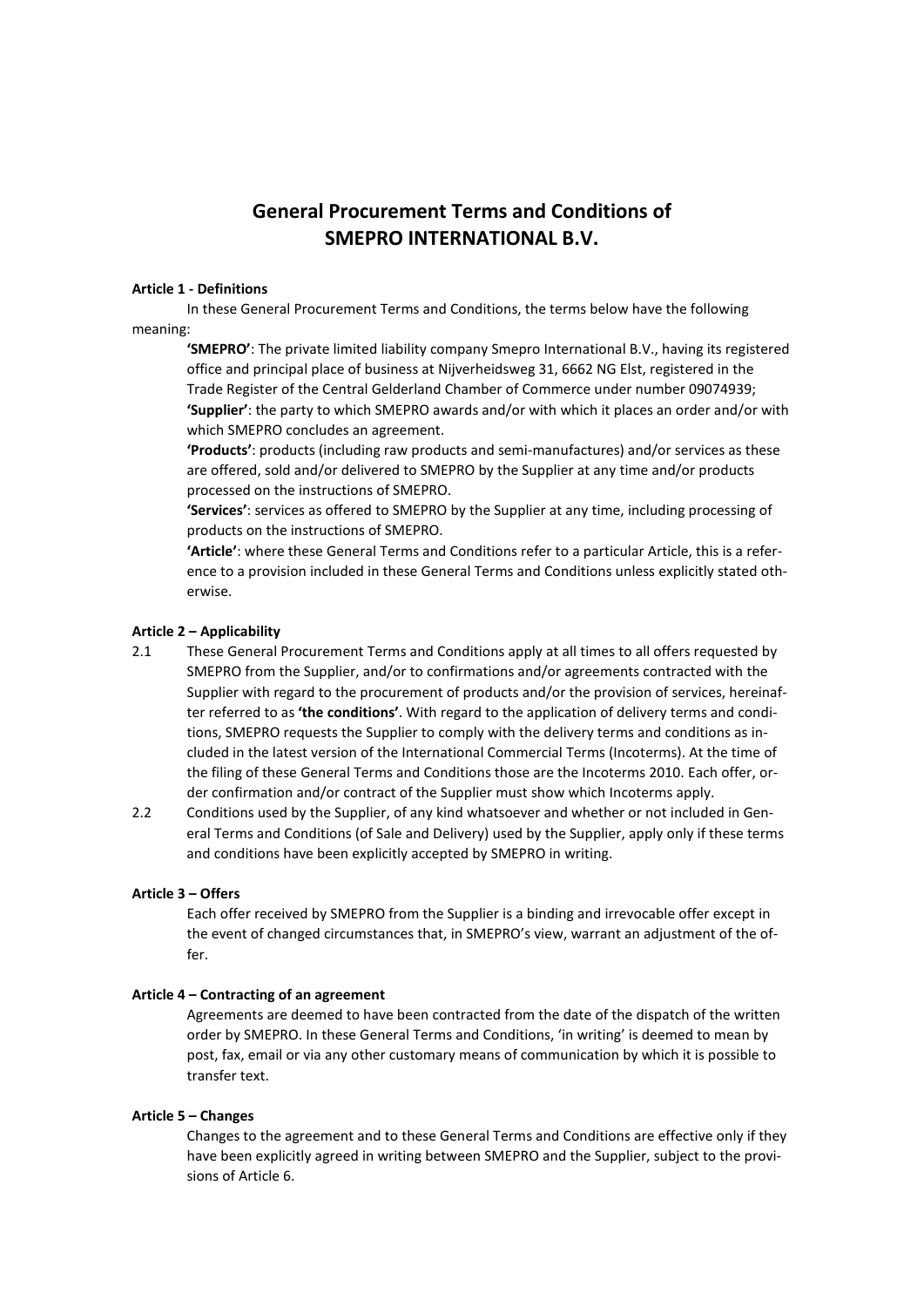# General Procurement Terms and Conditions of SMEPRO INTERNATIONAL B.V.

**Article 1 - Definitions**

In these General Procurement Terms and Conditions, the terms below have the following meaning:

**'SMEPRO'**: The private limited liability company Smepro International B.V., having its registered office and principal place of business at Nijverheidsweg 31, 6662 NG Elst, registered in the Trade Register of the Central Gelderland Chamber of Commerce under number 09074939;

**'Supplier'**: the party to which SMEPRO awards and/or with which it places an order and/or with which SMEPRO concludes an agreement.

**'Products'**: products (including raw products and semi-manufactures) and/or services as these are offered, sold and/or delivered to SMEPRO by the Supplier at any time and/or products processed on the instructions of SMEPRO.

**'Services'**: services as offered to SMEPRO by the Supplier at any time, including processing of products on the instructions of SMEPRO.

**'Article'**: where these General Terms and Conditions refer to a particular Article, this is a reference to a provision included in these General Terms and Conditions unless explicitly stated otherwise.

**Article 2 – Applicability**

2.1 These General Procurement Terms and Conditions apply at all times to all offers requested by SMEPRO from the Supplier, and/or to confirmations and/or agreements contracted with the Supplier with regard to the procurement of products and/or the provision of services, hereinafter referred to as **'the conditions'**. With regard to the application of delivery terms and conditions, SMEPRO requests the Supplier to comply with the delivery terms and conditions as included in the latest version of the International Commercial Terms (Incoterms). At the time of the filing of these General Terms and Conditions those are the Incoterms 2010. Each offer, order confirmation and/or contract of the Supplier must show which Incoterms apply.

2.2 Conditions used by the Supplier, of any kind whatsoever and whether or not included in General Terms and Conditions (of Sale and Delivery) used by the Supplier, apply only if these terms and conditions have been explicitly accepted by SMEPRO in writing.

**Article 3 – Offers**

Each offer received by SMEPRO from the Supplier is a binding and irrevocable offer except in the event of changed circumstances that, in SMEPRO's view, warrant an adjustment of the offer.

**Article 4 – Contracting of an agreement**

Agreements are deemed to have been contracted from the date of the dispatch of the written order by SMEPRO. In these General Terms and Conditions, 'in writing' is deemed to mean by post, fax, email or via any other customary means of communication by which it is possible to transfer text.

**Article 5 – Changes**

Changes to the agreement and to these General Terms and Conditions are effective only if they have been explicitly agreed in writing between SMEPRO and the Supplier, subject to the provisions of Article 6.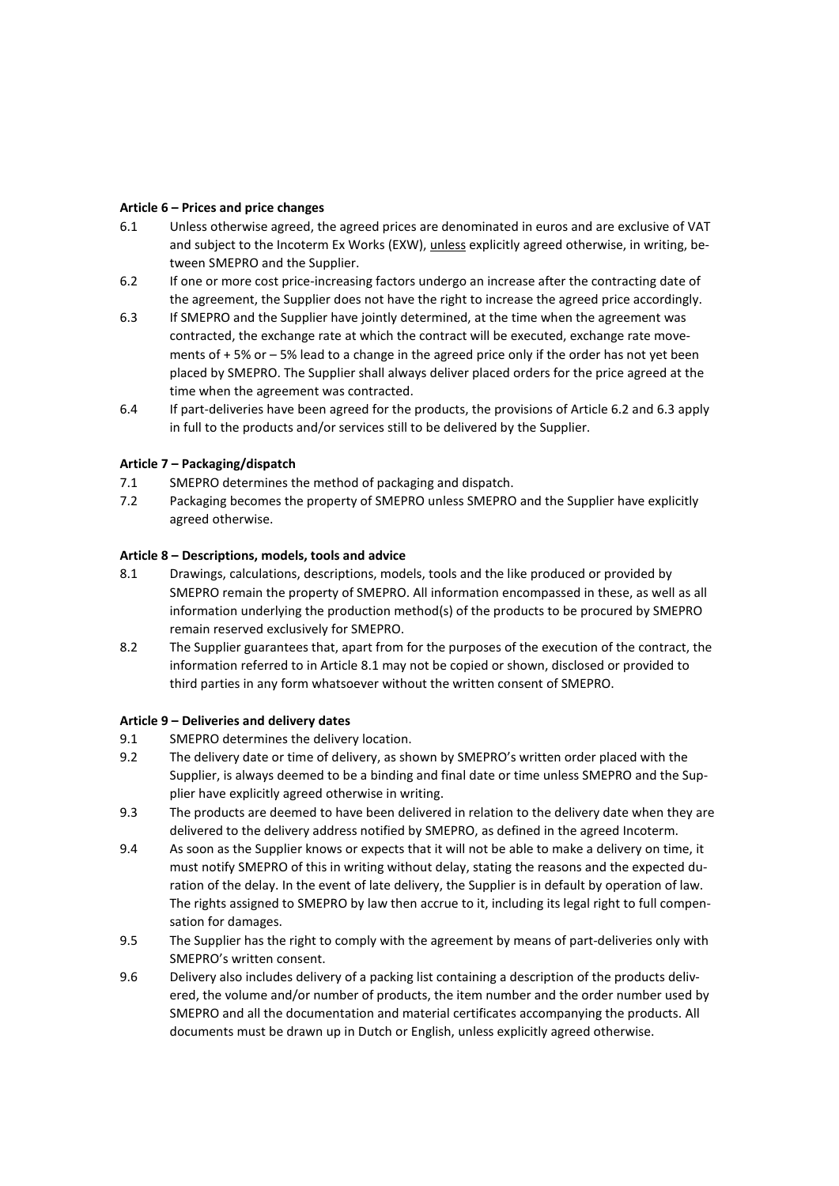#### Article 6 – Prices and price changes

6.1 Unless otherwise agreed, the agreed prices are denominated in euros and are exclusive of VAT and subject to the Incoterm Ex Works (EXW), unless explicitly agreed otherwise, in writing, between SMEPRO and the Supplier.

6.2 If one or more cost price-increasing factors undergo an increase after the contracting date of the agreement, the Supplier does not have the right to increase the agreed price accordingly.

6.3 If SMEPRO and the Supplier have jointly determined, at the time when the agreement was contracted, the exchange rate at which the contract will be executed, exchange rate movements of + 5% or – 5% lead to a change in the agreed price only if the order has not yet been placed by SMEPRO. The Supplier shall always deliver placed orders for the price agreed at the time when the agreement was contracted.

6.4 If part-deliveries have been agreed for the products, the provisions of Article 6.2 and 6.3 apply in full to the products and/or services still to be delivered by the Supplier.

#### Article 7 – Packaging/dispatch

7.1 SMEPRO determines the method of packaging and dispatch.

7.2 Packaging becomes the property of SMEPRO unless SMEPRO and the Supplier have explicitly agreed otherwise.

#### Article 8 – Descriptions, models, tools and advice

8.1 Drawings, calculations, descriptions, models, tools and the like produced or provided by SMEPRO remain the property of SMEPRO. All information encompassed in these, as well as all information underlying the production method(s) of the products to be procured by SMEPRO remain reserved exclusively for SMEPRO.

8.2 The Supplier guarantees that, apart from for the purposes of the execution of the contract, the information referred to in Article 8.1 may not be copied or shown, disclosed or provided to third parties in any form whatsoever without the written consent of SMEPRO.

#### Article 9 – Deliveries and delivery dates

9.1 SMEPRO determines the delivery location.

9.2 The delivery date or time of delivery, as shown by SMEPRO's written order placed with the Supplier, is always deemed to be a binding and final date or time unless SMEPRO and the Supplier have explicitly agreed otherwise in writing.

9.3 The products are deemed to have been delivered in relation to the delivery date when they are delivered to the delivery address notified by SMEPRO, as defined in the agreed Incoterm.

9.4 As soon as the Supplier knows or expects that it will not be able to make a delivery on time, it must notify SMEPRO of this in writing without delay, stating the reasons and the expected duration of the delay. In the event of late delivery, the Supplier is in default by operation of law. The rights assigned to SMEPRO by law then accrue to it, including its legal right to full compensation for damages.

9.5 The Supplier has the right to comply with the agreement by means of part-deliveries only with SMEPRO's written consent.

9.6 Delivery also includes delivery of a packing list containing a description of the products delivered, the volume and/or number of products, the item number and the order number used by SMEPRO and all the documentation and material certificates accompanying the products. All documents must be drawn up in Dutch or English, unless explicitly agreed otherwise.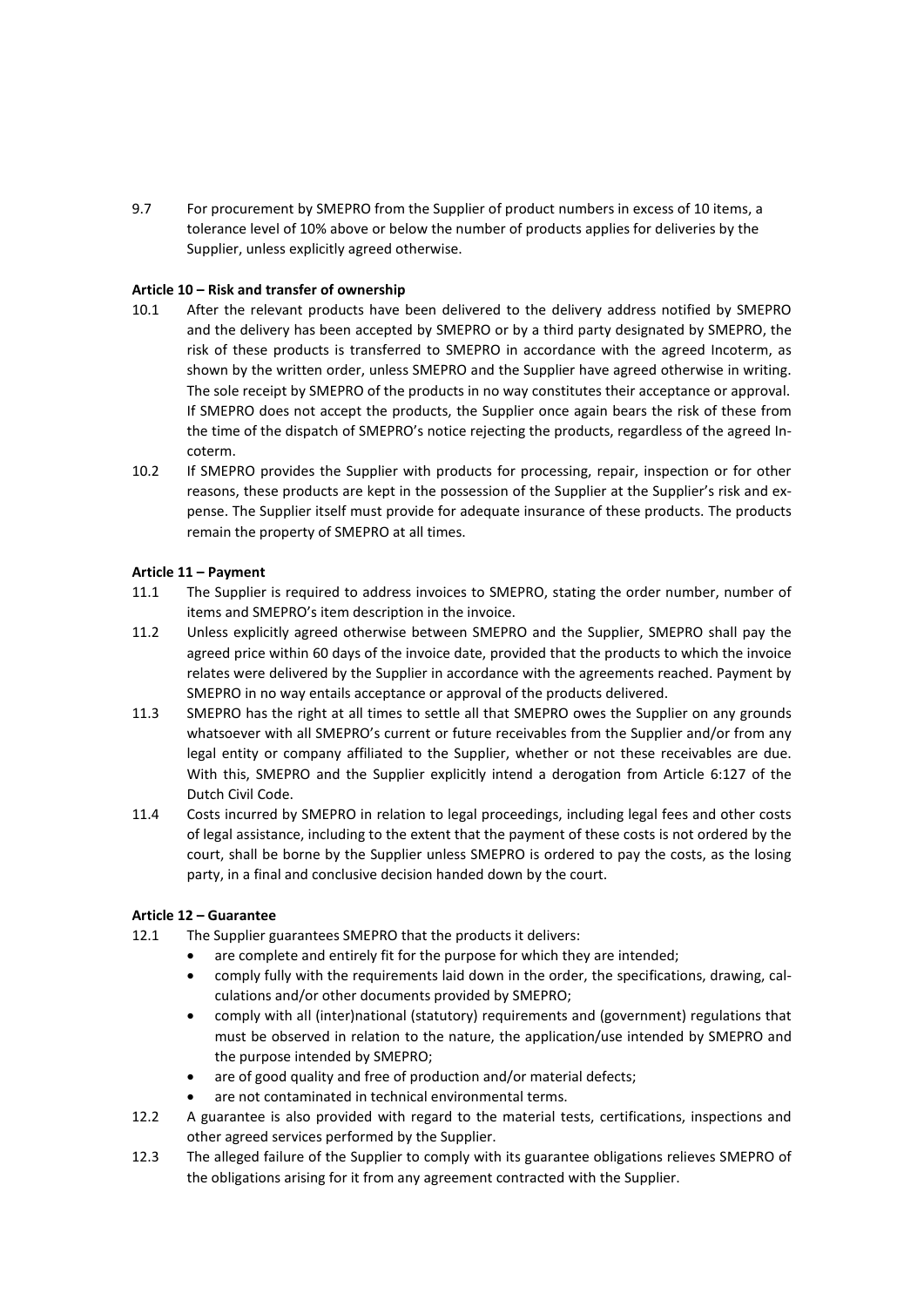9.7 For procurement by SMEPRO from the Supplier of product numbers in excess of 10 items, a tolerance level of 10% above or below the number of products applies for deliveries by the Supplier, unless explicitly agreed otherwise.

**Article 10 – Risk and transfer of ownership**

10.1 After the relevant products have been delivered to the delivery address notified by SMEPRO and the delivery has been accepted by SMEPRO or by a third party designated by SMEPRO, the risk of these products is transferred to SMEPRO in accordance with the agreed Incoterm, as shown by the written order, unless SMEPRO and the Supplier have agreed otherwise in writing. The sole receipt by SMEPRO of the products in no way constitutes their acceptance or approval. If SMEPRO does not accept the products, the Supplier once again bears the risk of these from the time of the dispatch of SMEPRO's notice rejecting the products, regardless of the agreed Incoterm.

10.2 If SMEPRO provides the Supplier with products for processing, repair, inspection or for other reasons, these products are kept in the possession of the Supplier at the Supplier's risk and expense. The Supplier itself must provide for adequate insurance of these products. The products remain the property of SMEPRO at all times.

**Article 11 – Payment**

11.1 The Supplier is required to address invoices to SMEPRO, stating the order number, number of items and SMEPRO's item description in the invoice.

11.2 Unless explicitly agreed otherwise between SMEPRO and the Supplier, SMEPRO shall pay the agreed price within 60 days of the invoice date, provided that the products to which the invoice relates were delivered by the Supplier in accordance with the agreements reached. Payment by SMEPRO in no way entails acceptance or approval of the products delivered.

11.3 SMEPRO has the right at all times to settle all that SMEPRO owes the Supplier on any grounds whatsoever with all SMEPRO's current or future receivables from the Supplier and/or from any legal entity or company affiliated to the Supplier, whether or not these receivables are due. With this, SMEPRO and the Supplier explicitly intend a derogation from Article 6:127 of the Dutch Civil Code.

11.4 Costs incurred by SMEPRO in relation to legal proceedings, including legal fees and other costs of legal assistance, including to the extent that the payment of these costs is not ordered by the court, shall be borne by the Supplier unless SMEPRO is ordered to pay the costs, as the losing party, in a final and conclusive decision handed down by the court.

**Article 12 – Guarantee**

12.1 The Supplier guarantees SMEPRO that the products it delivers:

- are complete and entirely fit for the purpose for which they are intended;
- comply fully with the requirements laid down in the order, the specifications, drawing, calculations and/or other documents provided by SMEPRO;
- comply with all (inter)national (statutory) requirements and (government) regulations that must be observed in relation to the nature, the application/use intended by SMEPRO and the purpose intended by SMEPRO;
- are of good quality and free of production and/or material defects;
- are not contaminated in technical environmental terms.

12.2 A guarantee is also provided with regard to the material tests, certifications, inspections and other agreed services performed by the Supplier.

12.3 The alleged failure of the Supplier to comply with its guarantee obligations relieves SMEPRO of the obligations arising for it from any agreement contracted with the Supplier.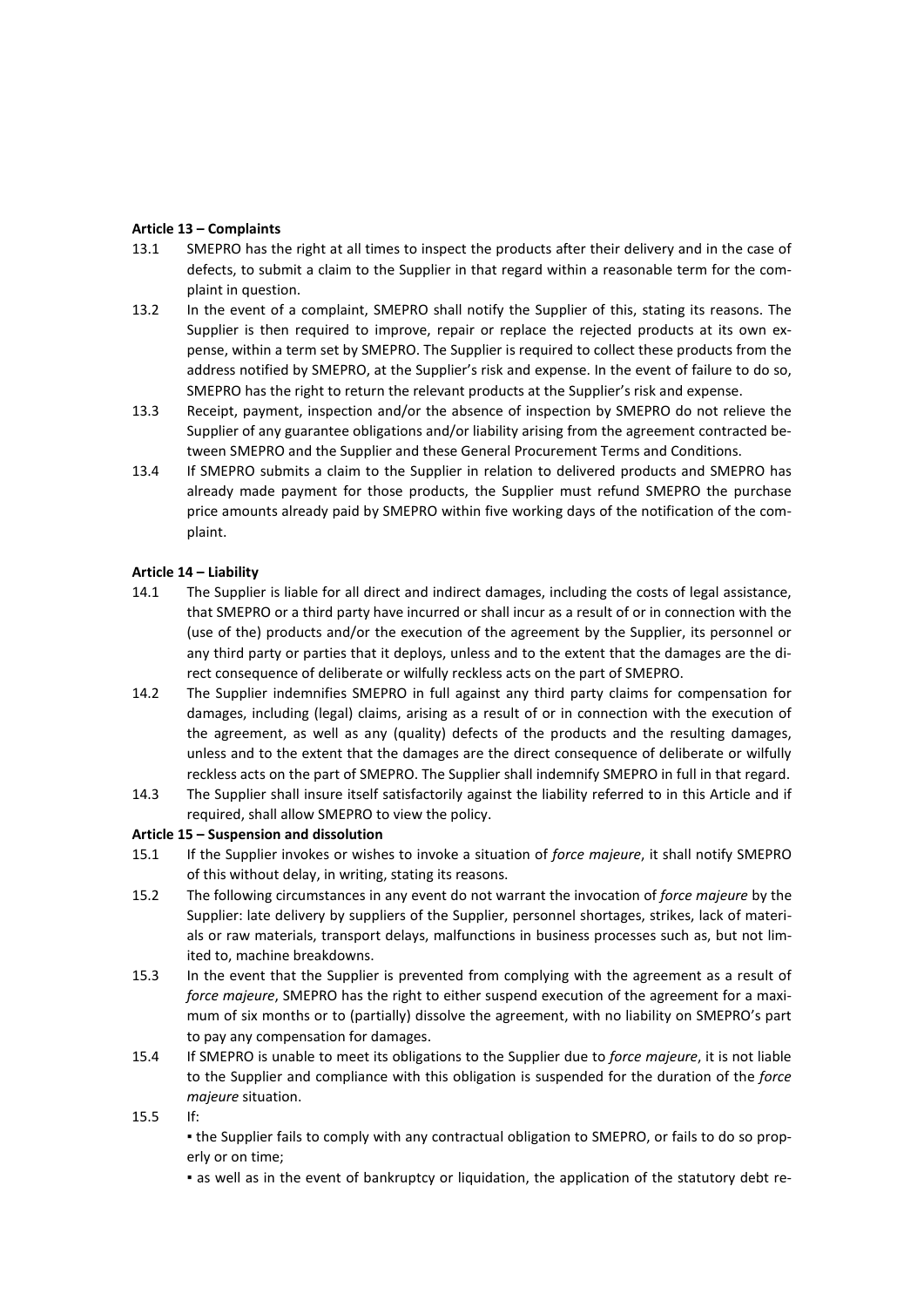**Article 13 – Complaints**

13.1 SMEPRO has the right at all times to inspect the products after their delivery and in the case of defects, to submit a claim to the Supplier in that regard within a reasonable term for the complaint in question.

13.2 In the event of a complaint, SMEPRO shall notify the Supplier of this, stating its reasons. The Supplier is then required to improve, repair or replace the rejected products at its own expense, within a term set by SMEPRO. The Supplier is required to collect these products from the address notified by SMEPRO, at the Supplier's risk and expense. In the event of failure to do so, SMEPRO has the right to return the relevant products at the Supplier's risk and expense.

13.3 Receipt, payment, inspection and/or the absence of inspection by SMEPRO do not relieve the Supplier of any guarantee obligations and/or liability arising from the agreement contracted between SMEPRO and the Supplier and these General Procurement Terms and Conditions.

13.4 If SMEPRO submits a claim to the Supplier in relation to delivered products and SMEPRO has already made payment for those products, the Supplier must refund SMEPRO the purchase price amounts already paid by SMEPRO within five working days of the notification of the complaint.

**Article 14 – Liability**

14.1 The Supplier is liable for all direct and indirect damages, including the costs of legal assistance, that SMEPRO or a third party have incurred or shall incur as a result of or in connection with the (use of the) products and/or the execution of the agreement by the Supplier, its personnel or any third party or parties that it deploys, unless and to the extent that the damages are the direct consequence of deliberate or wilfully reckless acts on the part of SMEPRO.

14.2 The Supplier indemnifies SMEPRO in full against any third party claims for compensation for damages, including (legal) claims, arising as a result of or in connection with the execution of the agreement, as well as any (quality) defects of the products and the resulting damages, unless and to the extent that the damages are the direct consequence of deliberate or wilfully reckless acts on the part of SMEPRO. The Supplier shall indemnify SMEPRO in full in that regard.

14.3 The Supplier shall insure itself satisfactorily against the liability referred to in this Article and if required, shall allow SMEPRO to view the policy.

**Article 15 – Suspension and dissolution**

15.1 If the Supplier invokes or wishes to invoke a situation of *force majeure*, it shall notify SMEPRO of this without delay, in writing, stating its reasons.

15.2 The following circumstances in any event do not warrant the invocation of *force majeure* by the Supplier: late delivery by suppliers of the Supplier, personnel shortages, strikes, lack of materials or raw materials, transport delays, malfunctions in business processes such as, but not limited to, machine breakdowns.

15.3 In the event that the Supplier is prevented from complying with the agreement as a result of *force majeure*, SMEPRO has the right to either suspend execution of the agreement for a maximum of six months or to (partially) dissolve the agreement, with no liability on SMEPRO's part to pay any compensation for damages.

15.4 If SMEPRO is unable to meet its obligations to the Supplier due to *force majeure*, it is not liable to the Supplier and compliance with this obligation is suspended for the duration of the *force majeure* situation.

15.5 If:

- the Supplier fails to comply with any contractual obligation to SMEPRO, or fails to do so properly or on time;
- as well as in the event of bankruptcy or liquidation, the application of the statutory debt re-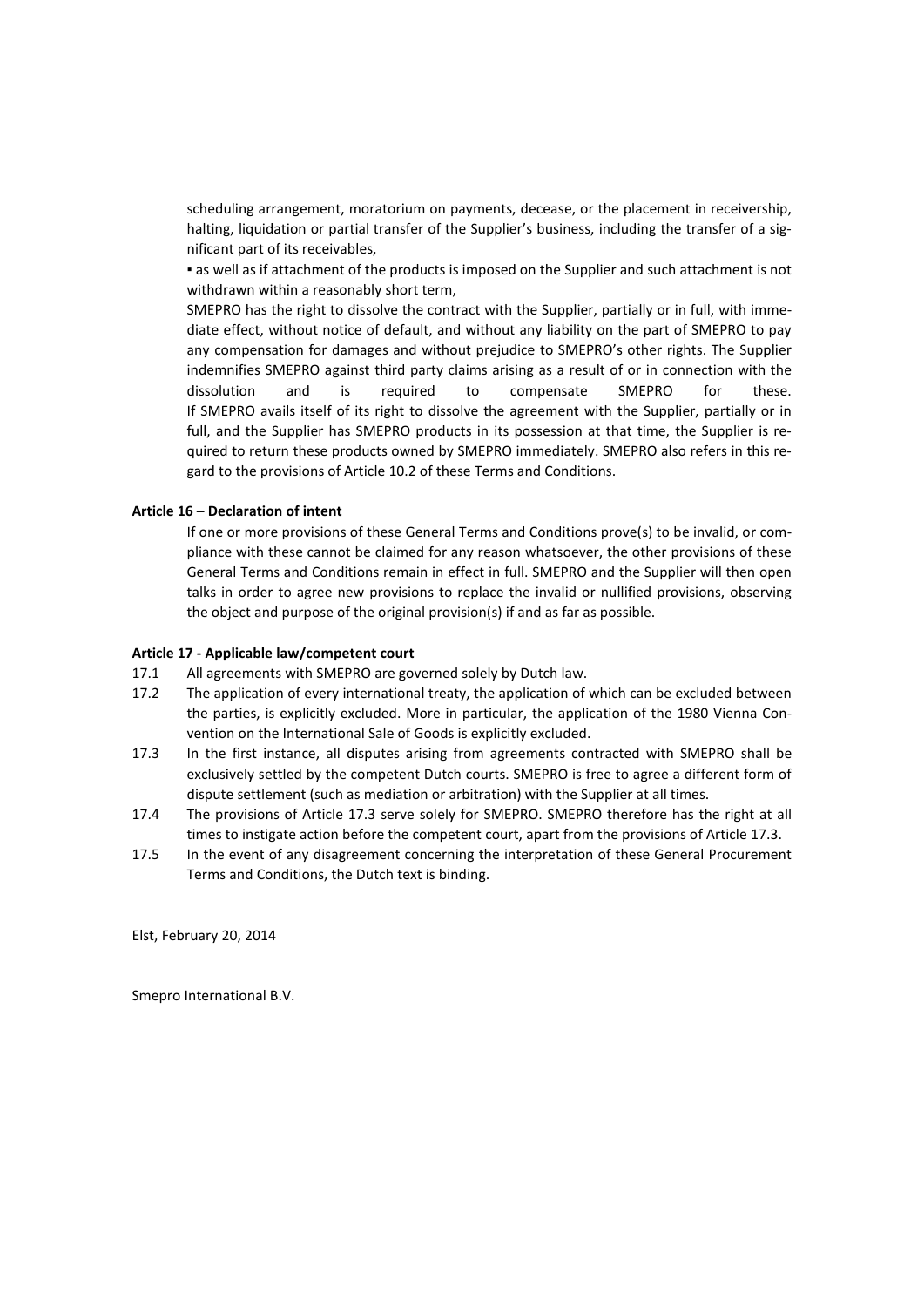scheduling arrangement, moratorium on payments, decease, or the placement in receivership, halting, liquidation or partial transfer of the Supplier's business, including the transfer of a significant part of its receivables,

▪ as well as if attachment of the products is imposed on the Supplier and such attachment is not withdrawn within a reasonably short term,

SMEPRO has the right to dissolve the contract with the Supplier, partially or in full, with immediate effect, without notice of default, and without any liability on the part of SMEPRO to pay any compensation for damages and without prejudice to SMEPRO's other rights. The Supplier indemnifies SMEPRO against third party claims arising as a result of or in connection with the dissolution and is required to compensate SMEPRO for these.
If SMEPRO avails itself of its right to dissolve the agreement with the Supplier, partially or in full, and the Supplier has SMEPRO products in its possession at that time, the Supplier is required to return these products owned by SMEPRO immediately. SMEPRO also refers in this regard to the provisions of Article 10.2 of these Terms and Conditions.

**Article 16 – Declaration of intent**

If one or more provisions of these General Terms and Conditions prove(s) to be invalid, or compliance with these cannot be claimed for any reason whatsoever, the other provisions of these General Terms and Conditions remain in effect in full. SMEPRO and the Supplier will then open talks in order to agree new provisions to replace the invalid or nullified provisions, observing the object and purpose of the original provision(s) if and as far as possible.

**Article 17 - Applicable law/competent court**

17.1 All agreements with SMEPRO are governed solely by Dutch law.

17.2 The application of every international treaty, the application of which can be excluded between the parties, is explicitly excluded. More in particular, the application of the 1980 Vienna Convention on the International Sale of Goods is explicitly excluded.

17.3 In the first instance, all disputes arising from agreements contracted with SMEPRO shall be exclusively settled by the competent Dutch courts. SMEPRO is free to agree a different form of dispute settlement (such as mediation or arbitration) with the Supplier at all times.

17.4 The provisions of Article 17.3 serve solely for SMEPRO. SMEPRO therefore has the right at all times to instigate action before the competent court, apart from the provisions of Article 17.3.

17.5 In the event of any disagreement concerning the interpretation of these General Procurement Terms and Conditions, the Dutch text is binding.

Elst, February 20, 2014

Smepro International B.V.